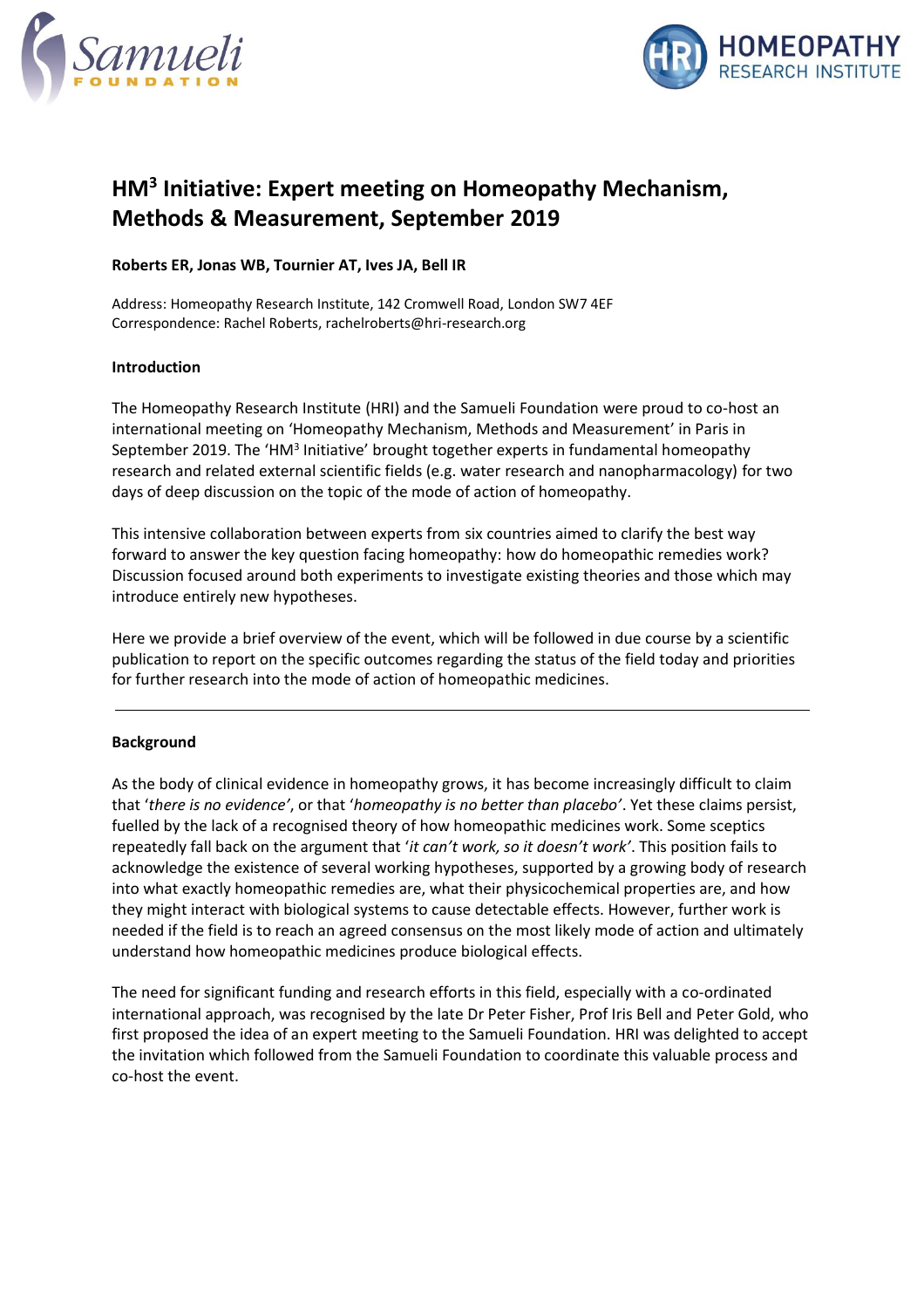# HM$^3$ Initiative: Expert meeting on Homeopathy Mechanism, Methods & Measurement, September 2019

**Roberts ER, Jonas WB, Tournier AT, Ives JA, Bell IR**

Address: Homeopathy Research Institute, 142 Cromwell Road, London SW7 4EF
Correspondence: Rachel Roberts, rachelroberts@hri-research.org

**Introduction**

The Homeopathy Research Institute (HRI) and the Samueli Foundation were proud to co-host an international meeting on 'Homeopathy Mechanism, Methods and Measurement' in Paris in September 2019. The 'HM$^3$ Initiative' brought together experts in fundamental homeopathy research and related external scientific fields (e.g. water research and nanopharmacology) for two days of deep discussion on the topic of the mode of action of homeopathy.

This intensive collaboration between experts from six countries aimed to clarify the best way forward to answer the key question facing homeopathy: how do homeopathic remedies work? Discussion focused around both experiments to investigate existing theories and those which may introduce entirely new hypotheses.

Here we provide a brief overview of the event, which will be followed in due course by a scientific publication to report on the specific outcomes regarding the status of the field today and priorities for further research into the mode of action of homeopathic medicines.

---

**Background**

As the body of clinical evidence in homeopathy grows, it has become increasingly difficult to claim that '*there is no evidence*', or that '*homeopathy is no better than placebo*'. Yet these claims persist, fuelled by the lack of a recognised theory of how homeopathic medicines work. Some sceptics repeatedly fall back on the argument that '*it can't work, so it doesn't work*'. This position fails to acknowledge the existence of several working hypotheses, supported by a growing body of research into what exactly homeopathic remedies are, what their physicochemical properties are, and how they might interact with biological systems to cause detectable effects. However, further work is needed if the field is to reach an agreed consensus on the most likely mode of action and ultimately understand how homeopathic medicines produce biological effects.

The need for significant funding and research efforts in this field, especially with a co-ordinated international approach, was recognised by the late Dr Peter Fisher, Prof Iris Bell and Peter Gold, who first proposed the idea of an expert meeting to the Samueli Foundation. HRI was delighted to accept the invitation which followed from the Samueli Foundation to coordinate this valuable process and co-host the event.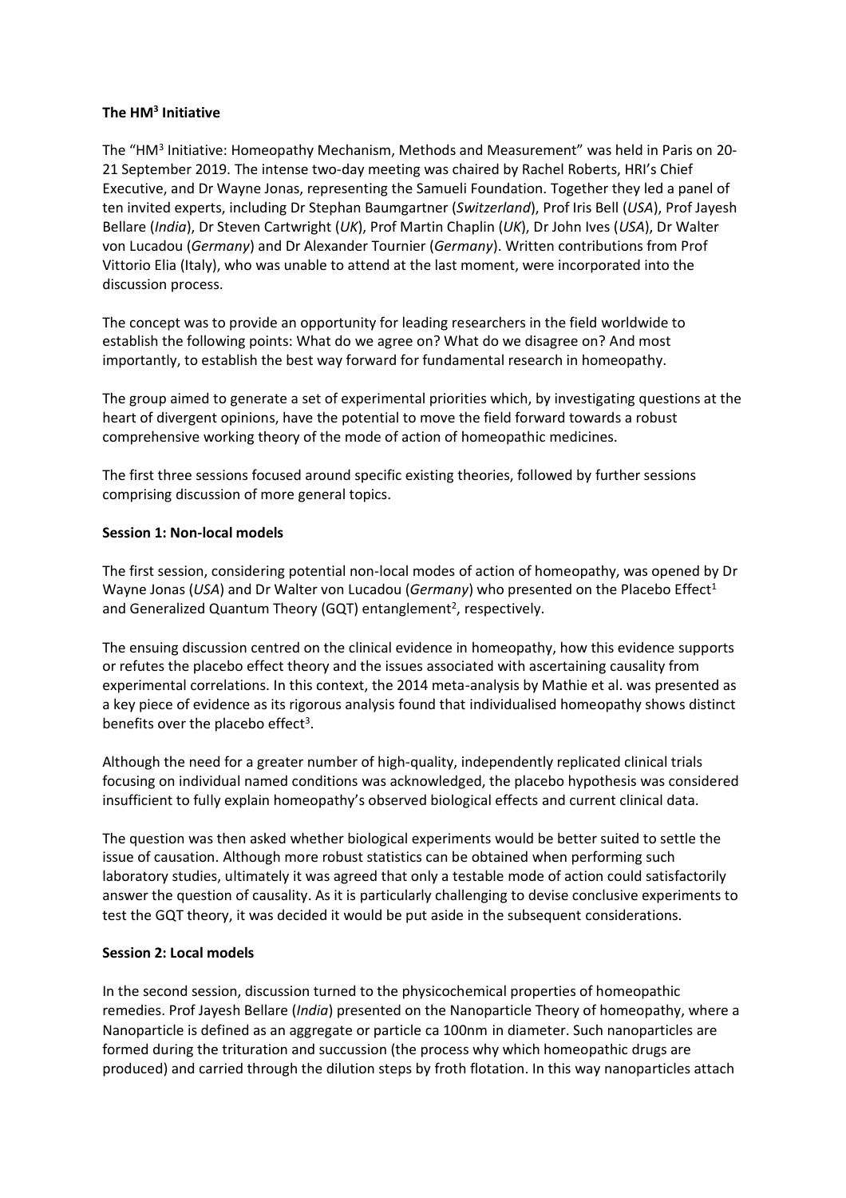**The HM³ Initiative**

The "HM³ Initiative: Homeopathy Mechanism, Methods and Measurement" was held in Paris on 20-21 September 2019. The intense two-day meeting was chaired by Rachel Roberts, HRI's Chief Executive, and Dr Wayne Jonas, representing the Samueli Foundation. Together they led a panel of ten invited experts, including Dr Stephan Baumgartner (*Switzerland*), Prof Iris Bell (*USA*), Prof Jayesh Bellare (*India*), Dr Steven Cartwright (*UK*), Prof Martin Chaplin (*UK*), Dr John Ives (*USA*), Dr Walter von Lucadou (*Germany*) and Dr Alexander Tournier (*Germany*). Written contributions from Prof Vittorio Elia (Italy), who was unable to attend at the last moment, were incorporated into the discussion process.

The concept was to provide an opportunity for leading researchers in the field worldwide to establish the following points: What do we agree on? What do we disagree on? And most importantly, to establish the best way forward for fundamental research in homeopathy.

The group aimed to generate a set of experimental priorities which, by investigating questions at the heart of divergent opinions, have the potential to move the field forward towards a robust comprehensive working theory of the mode of action of homeopathic medicines.

The first three sessions focused around specific existing theories, followed by further sessions comprising discussion of more general topics.

**Session 1: Non-local models**

The first session, considering potential non-local modes of action of homeopathy, was opened by Dr Wayne Jonas (*USA*) and Dr Walter von Lucadou (*Germany*) who presented on the Placebo Effect[1] and Generalized Quantum Theory (GQT) entanglement[2], respectively.

The ensuing discussion centred on the clinical evidence in homeopathy, how this evidence supports or refutes the placebo effect theory and the issues associated with ascertaining causality from experimental correlations. In this context, the 2014 meta-analysis by Mathie et al. was presented as a key piece of evidence as its rigorous analysis found that individualised homeopathy shows distinct benefits over the placebo effect[3].

Although the need for a greater number of high-quality, independently replicated clinical trials focusing on individual named conditions was acknowledged, the placebo hypothesis was considered insufficient to fully explain homeopathy's observed biological effects and current clinical data.

The question was then asked whether biological experiments would be better suited to settle the issue of causation. Although more robust statistics can be obtained when performing such laboratory studies, ultimately it was agreed that only a testable mode of action could satisfactorily answer the question of causality. As it is particularly challenging to devise conclusive experiments to test the GQT theory, it was decided it would be put aside in the subsequent considerations.

**Session 2: Local models**

In the second session, discussion turned to the physicochemical properties of homeopathic remedies. Prof Jayesh Bellare (*India*) presented on the Nanoparticle Theory of homeopathy, where a Nanoparticle is defined as an aggregate or particle ca 100nm in diameter. Such nanoparticles are formed during the trituration and succussion (the process why which homeopathic drugs are produced) and carried through the dilution steps by froth flotation. In this way nanoparticles attach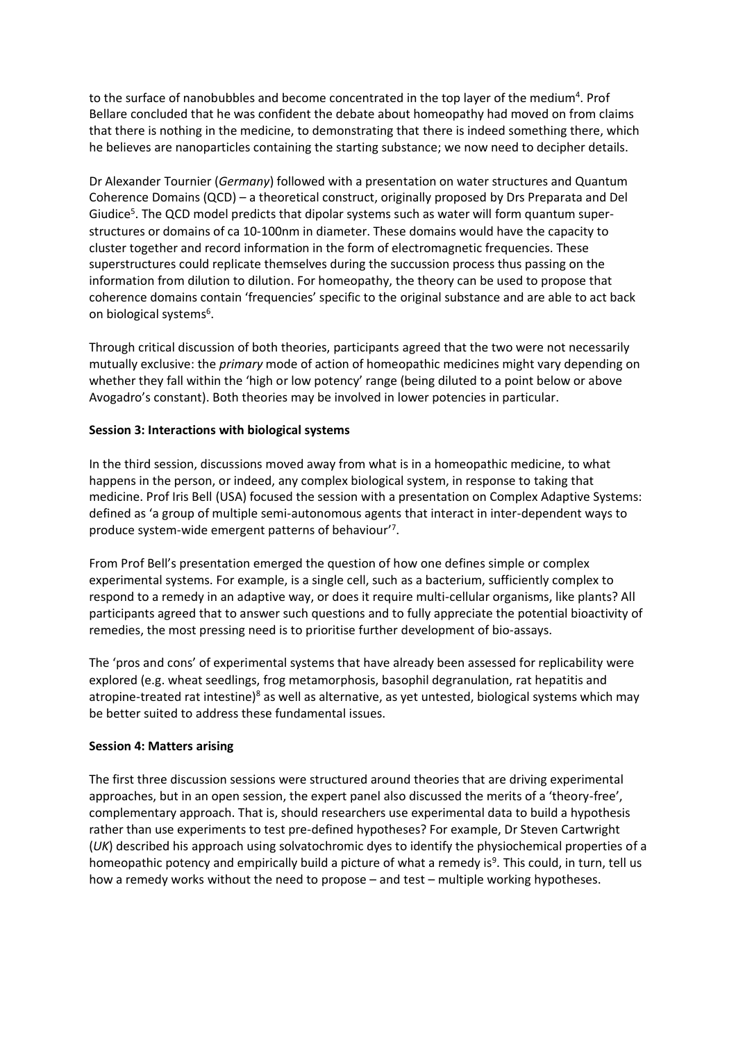to the surface of nanobubbles and become concentrated in the top layer of the medium[4]. Prof Bellare concluded that he was confident the debate about homeopathy had moved on from claims that there is nothing in the medicine, to demonstrating that there is indeed something there, which he believes are nanoparticles containing the starting substance; we now need to decipher details.

Dr Alexander Tournier (*Germany*) followed with a presentation on water structures and Quantum Coherence Domains (QCD) – a theoretical construct, originally proposed by Drs Preparata and Del Giudice[5]. The QCD model predicts that dipolar systems such as water will form quantum super-structures or domains of ca 10-100nm in diameter. These domains would have the capacity to cluster together and record information in the form of electromagnetic frequencies. These superstructures could replicate themselves during the succussion process thus passing on the information from dilution to dilution. For homeopathy, the theory can be used to propose that coherence domains contain 'frequencies' specific to the original substance and are able to act back on biological systems[6].

Through critical discussion of both theories, participants agreed that the two were not necessarily mutually exclusive: the *primary* mode of action of homeopathic medicines might vary depending on whether they fall within the 'high or low potency' range (being diluted to a point below or above Avogadro's constant). Both theories may be involved in lower potencies in particular.

**Session 3: Interactions with biological systems**

In the third session, discussions moved away from what is in a homeopathic medicine, to what happens in the person, or indeed, any complex biological system, in response to taking that medicine. Prof Iris Bell (USA) focused the session with a presentation on Complex Adaptive Systems: defined as 'a group of multiple semi-autonomous agents that interact in inter-dependent ways to produce system-wide emergent patterns of behaviour'[7].

From Prof Bell's presentation emerged the question of how one defines simple or complex experimental systems. For example, is a single cell, such as a bacterium, sufficiently complex to respond to a remedy in an adaptive way, or does it require multi-cellular organisms, like plants? All participants agreed that to answer such questions and to fully appreciate the potential bioactivity of remedies, the most pressing need is to prioritise further development of bio-assays.

The 'pros and cons' of experimental systems that have already been assessed for replicability were explored (e.g. wheat seedlings, frog metamorphosis, basophil degranulation, rat hepatitis and atropine-treated rat intestine)[8] as well as alternative, as yet untested, biological systems which may be better suited to address these fundamental issues.

**Session 4: Matters arising**

The first three discussion sessions were structured around theories that are driving experimental approaches, but in an open session, the expert panel also discussed the merits of a 'theory-free', complementary approach. That is, should researchers use experimental data to build a hypothesis rather than use experiments to test pre-defined hypotheses? For example, Dr Steven Cartwright (*UK*) described his approach using solvatochromic dyes to identify the physiochemical properties of a homeopathic potency and empirically build a picture of what a remedy is[9]. This could, in turn, tell us how a remedy works without the need to propose – and test – multiple working hypotheses.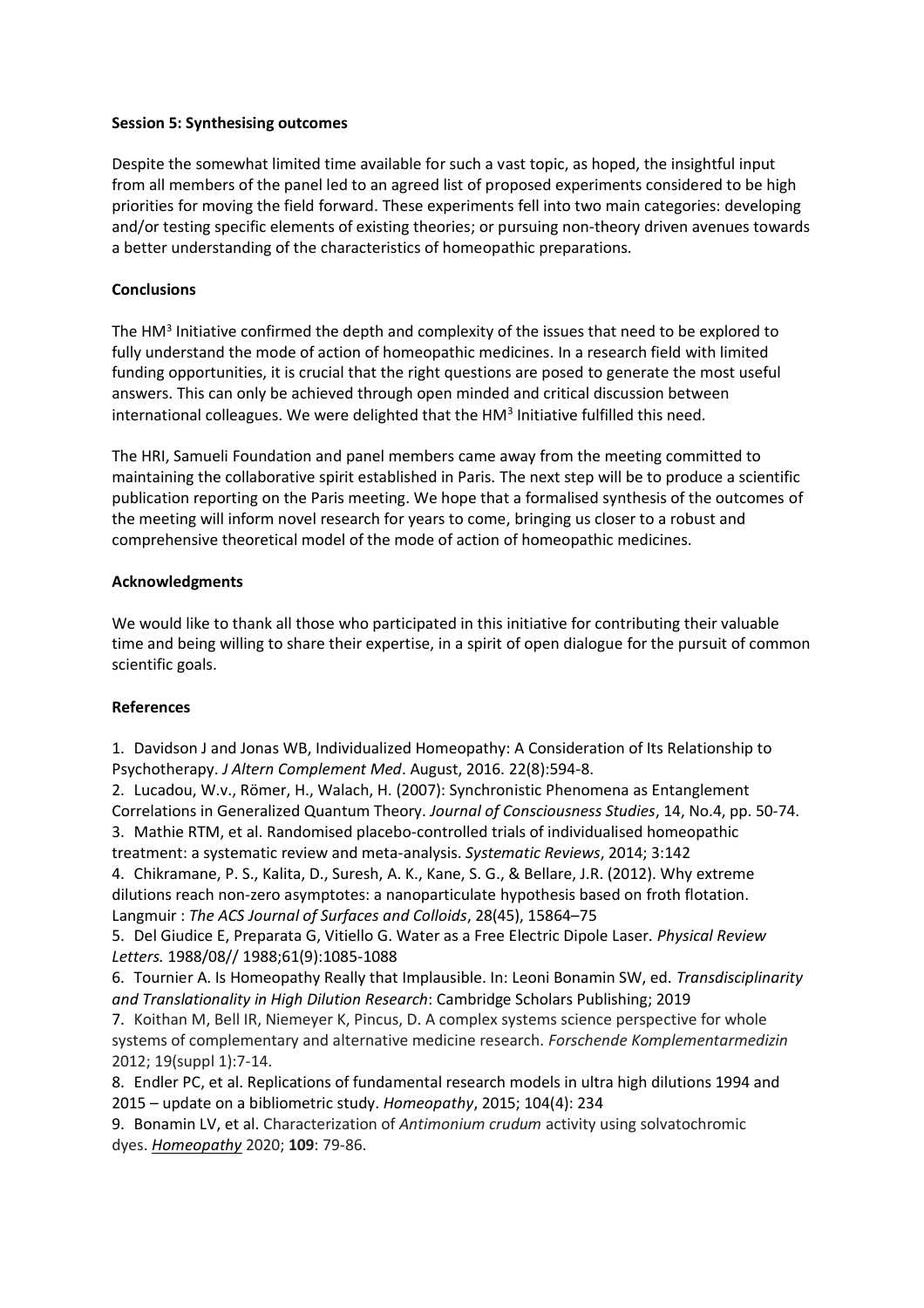**Session 5: Synthesising outcomes**

Despite the somewhat limited time available for such a vast topic, as hoped, the insightful input from all members of the panel led to an agreed list of proposed experiments considered to be high priorities for moving the field forward. These experiments fell into two main categories: developing and/or testing specific elements of existing theories; or pursuing non-theory driven avenues towards a better understanding of the characteristics of homeopathic preparations.

**Conclusions**

The HM$^3$ Initiative confirmed the depth and complexity of the issues that need to be explored to fully understand the mode of action of homeopathic medicines. In a research field with limited funding opportunities, it is crucial that the right questions are posed to generate the most useful answers. This can only be achieved through open minded and critical discussion between international colleagues. We were delighted that the HM$^3$ Initiative fulfilled this need.

The HRI, Samueli Foundation and panel members came away from the meeting committed to maintaining the collaborative spirit established in Paris. The next step will be to produce a scientific publication reporting on the Paris meeting. We hope that a formalised synthesis of the outcomes of the meeting will inform novel research for years to come, bringing us closer to a robust and comprehensive theoretical model of the mode of action of homeopathic medicines.

**Acknowledgments**

We would like to thank all those who participated in this initiative for contributing their valuable time and being willing to share their expertise, in a spirit of open dialogue for the pursuit of common scientific goals.

**References**

1. Davidson J and Jonas WB, Individualized Homeopathy: A Consideration of Its Relationship to Psychotherapy. *J Altern Complement Med*. August, 2016. 22(8):594-8.
2. Lucadou, W.v., Römer, H., Walach, H. (2007): Synchronistic Phenomena as Entanglement Correlations in Generalized Quantum Theory. *Journal of Consciousness Studies*, 14, No.4, pp. 50-74.
3. Mathie RTM, et al. Randomised placebo-controlled trials of individualised homeopathic treatment: a systematic review and meta-analysis. *Systematic Reviews*, 2014; 3:142
4. Chikramane, P. S., Kalita, D., Suresh, A. K., Kane, S. G., & Bellare, J.R. (2012). Why extreme dilutions reach non-zero asymptotes: a nanoparticulate hypothesis based on froth flotation. Langmuir : *The ACS Journal of Surfaces and Colloids*, 28(45), 15864–75
5. Del Giudice E, Preparata G, Vitiello G. Water as a Free Electric Dipole Laser. *Physical Review Letters.* 1988/08// 1988;61(9):1085-1088
6. Tournier A. Is Homeopathy Really that Implausible. In: Leoni Bonamin SW, ed. *Transdisciplinarity and Translationality in High Dilution Research*: Cambridge Scholars Publishing; 2019
7. Koithan M, Bell IR, Niemeyer K, Pincus, D. A complex systems science perspective for whole systems of complementary and alternative medicine research. *Forschende Komplementarmedizin* 2012; 19(suppl 1):7-14.
8. Endler PC, et al. Replications of fundamental research models in ultra high dilutions 1994 and 2015 – update on a bibliometric study. *Homeopathy*, 2015; 104(4): 234
9. Bonamin LV, et al. Characterization of *Antimonium crudum* activity using solvatochromic dyes. *Homeopathy* 2020; **109**: 79-86.